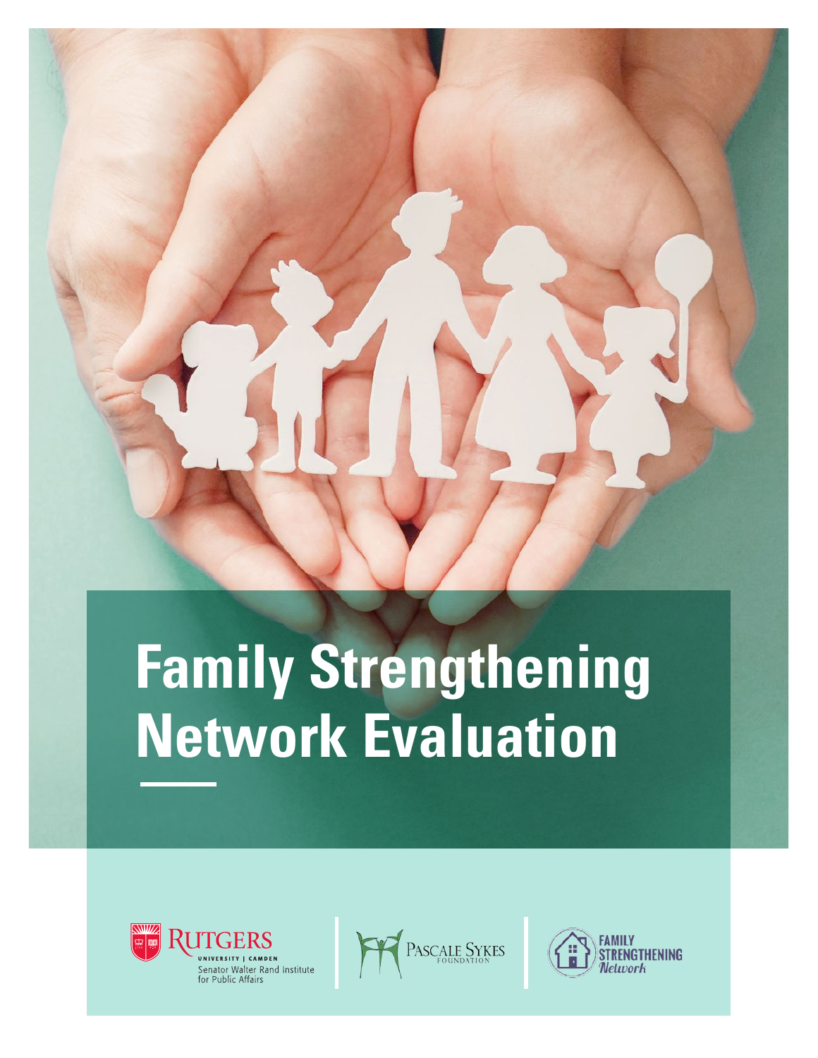# Family Strengthening Network Evaluation

Rutgers University | Camden
Senator Walter Rand Institute for Public Affairs

Pascale Sykes Foundation

Family Strengthening Network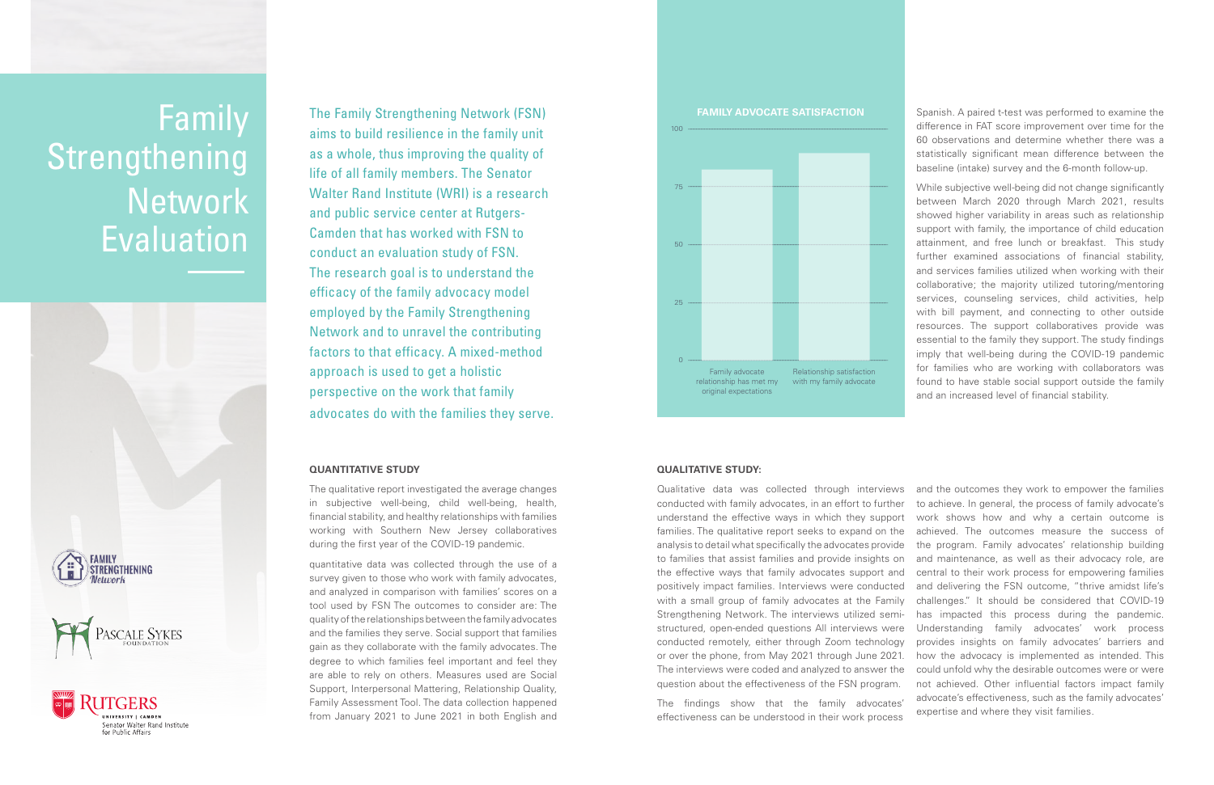# Family Strengthening Network Evaluation

The Family Strengthening Network (FSN) aims to build resilience in the family unit as a whole, thus improving the quality of life of all family members. The Senator Walter Rand Institute (WRI) is a research and public service center at Rutgers-Camden that has worked with FSN to conduct an evaluation study of FSN. The research goal is to understand the efficacy of the family advocacy model employed by the Family Strengthening Network and to unravel the contributing factors to that efficacy. A mixed-method approach is used to get a holistic perspective on the work that family advocates do with the families they serve.

**FAMILY ADVOCATE SATISFACTION**

100
75
50
25
0

Family advocate relationship has met my original expectations

Relationship satisfaction with my family advocate

### QUANTITATIVE STUDY

The qualitative report investigated the average changes in subjective well-being, child well-being, health, financial stability, and healthy relationships with families working with Southern New Jersey collaboratives during the first year of the COVID-19 pandemic.

quantitative data was collected through the use of a survey given to those who work with family advocates, and analyzed in comparison with families' scores on a tool used by FSN The outcomes to consider are: The quality of the relationships between the family advocates and the families they serve. Social support that families gain as they collaborate with the family advocates. The degree to which families feel important and feel they are able to rely on others. Measures used are Social Support, Interpersonal Mattering, Relationship Quality, Family Assessment Tool. The data collection happened from January 2021 to June 2021 in both English and Spanish. A paired t-test was performed to examine the difference in FAT score improvement over time for the 60 observations and determine whether there was a statistically significant mean difference between the baseline (intake) survey and the 6-month follow-up.

While subjective well-being did not change significantly between March 2020 through March 2021, results showed higher variability in areas such as relationship support with family, the importance of child education attainment, and free lunch or breakfast. This study further examined associations of financial stability, and services families utilized when working with their collaborative; the majority utilized tutoring/mentoring services, counseling services, child activities, help with bill payment, and connecting to other outside resources. The support collaboratives provide was essential to the family they support. The study findings imply that well-being during the COVID-19 pandemic for families who are working with collaborators was found to have stable social support outside the family and an increased level of financial stability.

### QUALITATIVE STUDY:

Qualitative data was collected through interviews conducted with family advocates, in an effort to further understand the effective ways in which they support families. The qualitative report seeks to expand on the analysis to detail what specifically the advocates provide to families that assist families and provide insights on the effective ways that family advocates support and positively impact families. Interviews were conducted with a small group of family advocates at the Family Strengthening Network. The interviews utilized semi-structured, open-ended questions All interviews were conducted remotely, either through Zoom technology or over the phone, from May 2021 through June 2021. The interviews were coded and analyzed to answer the question about the effectiveness of the FSN program.

The findings show that the family advocates' effectiveness can be understood in their work process and the outcomes they work to empower the families to achieve. In general, the process of family advocate's work shows how and why a certain outcome is achieved. The outcomes measure the success of the program. Family advocates' relationship building and maintenance, as well as their advocacy role, are central to their work process for empowering families and delivering the FSN outcome, "thrive amidst life's challenges." It should be considered that COVID-19 has impacted this process during the pandemic. Understanding family advocates' work process provides insights on family advocates' barriers and how the advocacy is implemented as intended. This could unfold why the desirable outcomes were or were not achieved. Other influential factors impact family advocate's effectiveness, such as the family advocates' expertise and where they visit families.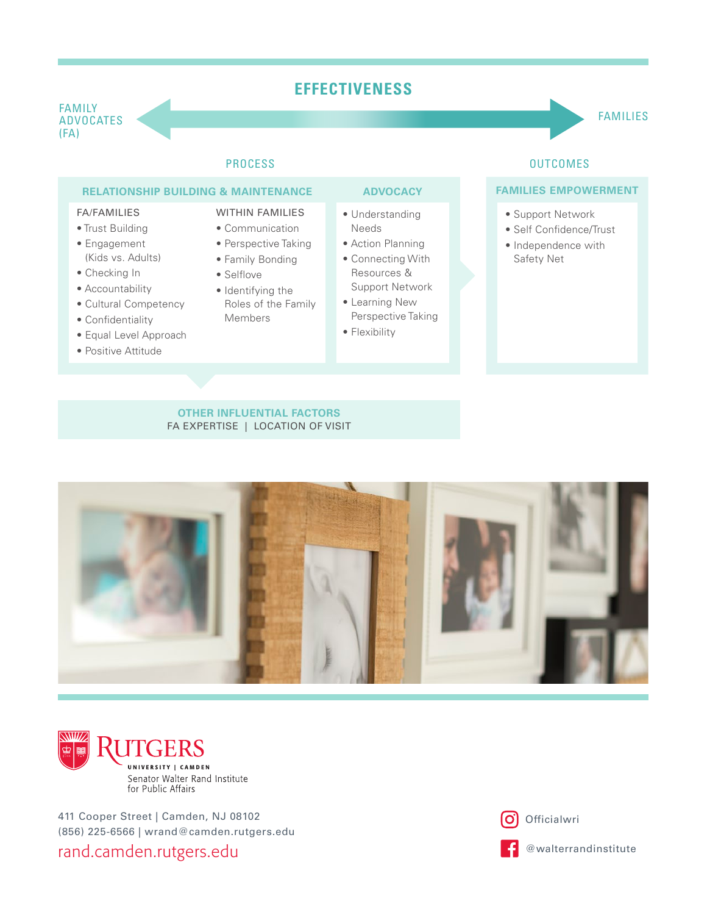## EFFECTIVENESS

FAMILY ADVOCATES (FA) → FAMILIES

### PROCESS

#### RELATIONSHIP BUILDING & MAINTENANCE

**FA/FAMILIES**

- Trust Building
- Engagement (Kids vs. Adults)
- Checking In
- Accountability
- Cultural Competency
- Confidentiality
- Equal Level Approach
- Positive Attitude

**WITHIN FAMILIES**

- Communication
- Perspective Taking
- Family Bonding
- Selflove
- Identifying the Roles of the Family Members

#### ADVOCACY

- Understanding Needs
- Action Planning
- Connecting With Resources & Support Network
- Learning New Perspective Taking
- Flexibility

### OUTCOMES

#### FAMILIES EMPOWERMENT

- Support Network
- Self Confidence/Trust
- Independence with Safety Net

#### OTHER INFLUENTIAL FACTORS

FA EXPERTISE | LOCATION OF VISIT

RUTGERS UNIVERSITY | CAMDEN

Senator Walter Rand Institute for Public Affairs

411 Cooper Street | Camden, NJ 08102

(856) 225-6566 | wrand@camden.rutgers.edu

rand.camden.rutgers.edu

Officialwri

@walterrandinstitute